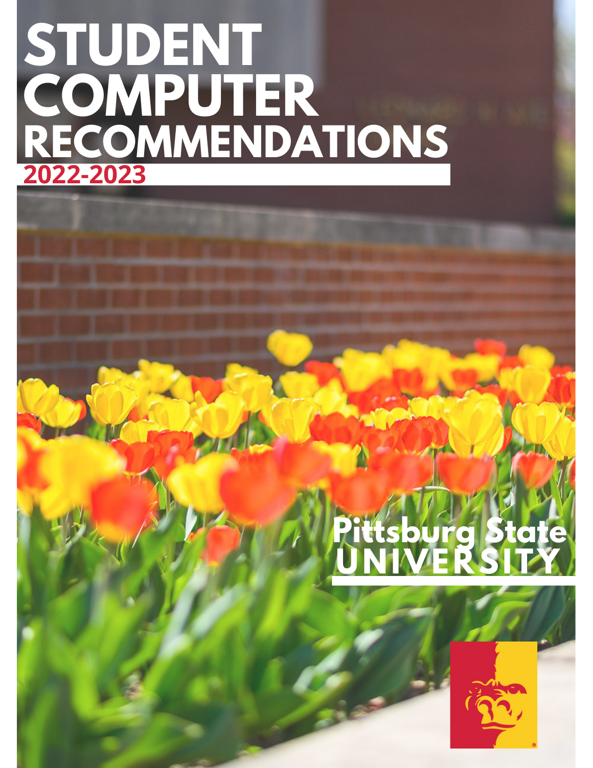# STUDENT COMPUTER RECOMMENDATIONS

**2022-2023**

Pittsburg State UNIVERSITY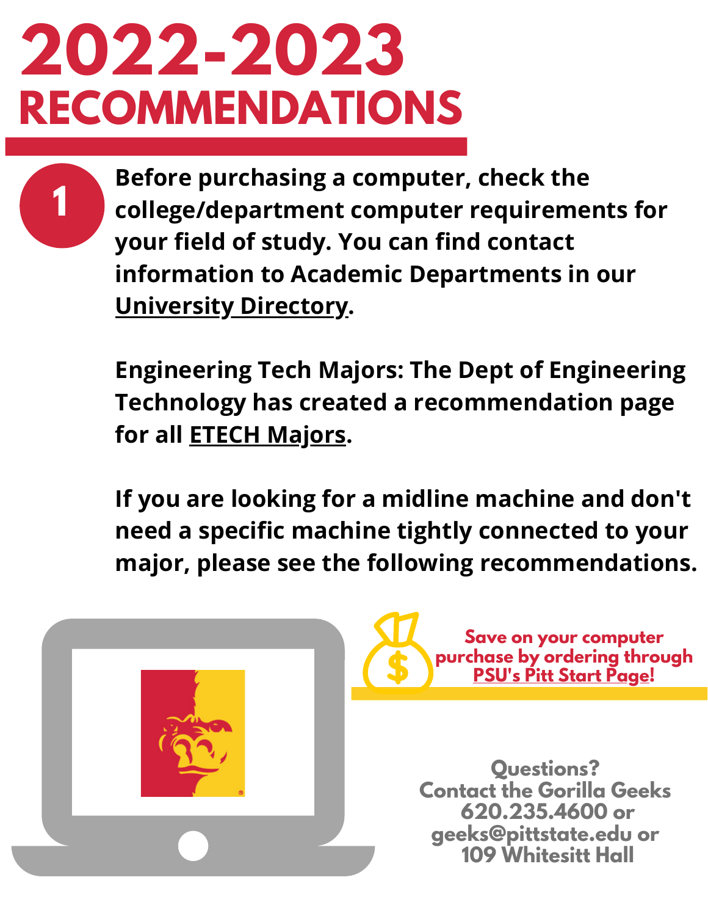# 2022-2023 RECOMMENDATIONS

**1**

**Before purchasing a computer, check the college/department computer requirements for your field of study. You can find contact information to Academic Departments in our University Directory.**

**Engineering Tech Majors: The Dept of Engineering Technology has created a recommendation page for all ETECH Majors.**

**If you are looking for a midline machine and don't need a specific machine tightly connected to your major, please see the following recommendations.**

**Save on your computer purchase by ordering through PSU's Pitt Start Page!**

**Questions?**
**Contact the Gorilla Geeks**
**620.235.4600 or**
**geeks@pittstate.edu or**
**109 Whitesitt Hall**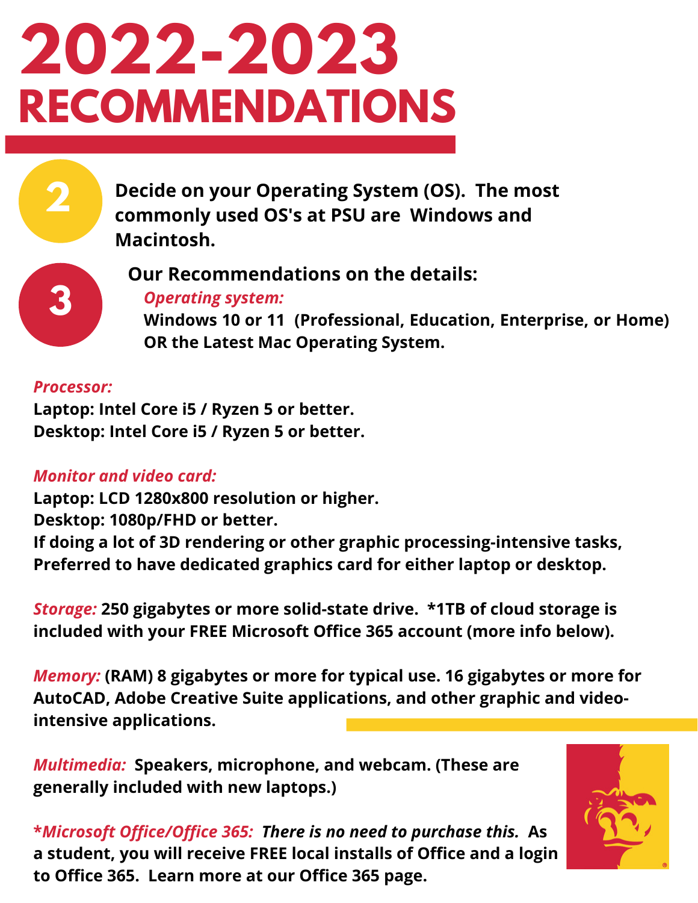# 2022-2023 RECOMMENDATIONS

**2** **Decide on your Operating System (OS). The most commonly used OS's at PSU are Windows and Macintosh.**

**3** **Our Recommendations on the details:**

*Operating system:*
**Windows 10 or 11 (Professional, Education, Enterprise, or Home) OR the Latest Mac Operating System.**

*Processor:*
**Laptop: Intel Core i5 / Ryzen 5 or better.**
**Desktop: Intel Core i5 / Ryzen 5 or better.**

*Monitor and video card:*
**Laptop: LCD 1280x800 resolution or higher.**
**Desktop: 1080p/FHD or better.**
**If doing a lot of 3D rendering or other graphic processing-intensive tasks, Preferred to have dedicated graphics card for either laptop or desktop.**

*Storage:* **250 gigabytes or more solid-state drive. *1TB of cloud storage is included with your FREE Microsoft Office 365 account (more info below).**

*Memory:* **(RAM) 8 gigabytes or more for typical use. 16 gigabytes or more for AutoCAD, Adobe Creative Suite applications, and other graphic and video-intensive applications.**

*Multimedia:* **Speakers, microphone, and webcam. (These are generally included with new laptops.)**

**\*Microsoft Office/Office 365:** ***There is no need to purchase this.*** **As a student, you will receive FREE local installs of Office and a login to Office 365. Learn more at our Office 365 page.**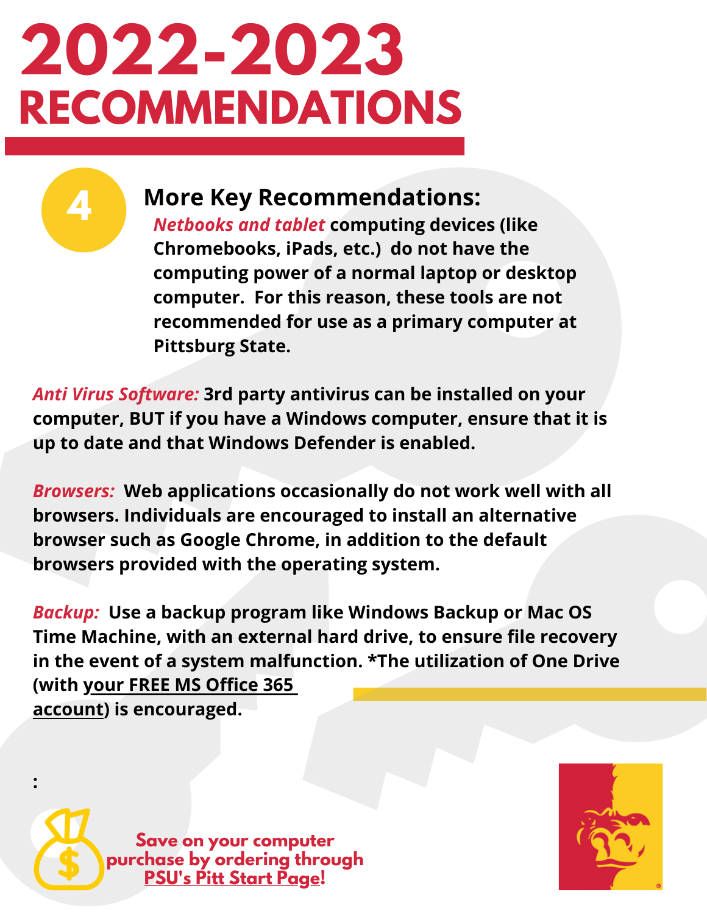# 2022-2023 RECOMMENDATIONS

4

## More Key Recommendations:

***Netbooks and tablet*** **computing devices (like Chromebooks, iPads, etc.) do not have the computing power of a normal laptop or desktop computer. For this reason, these tools are not recommended for use as a primary computer at Pittsburg State.**

***Anti Virus Software:*** **3rd party antivirus can be installed on your computer, BUT if you have a Windows computer, ensure that it is up to date and that Windows Defender is enabled.**

***Browsers:*** **Web applications occasionally do not work well with all browsers. Individuals are encouraged to install an alternative browser such as Google Chrome, in addition to the default browsers provided with the operating system.**

***Backup:*** **Use a backup program like Windows Backup or Mac OS Time Machine, with an external hard drive, to ensure file recovery in the event of a system malfunction. *The utilization of One Drive (with your FREE MS Office 365 account) is encouraged.**

:

**Save on your computer purchase by ordering through PSU's Pitt Start Page!**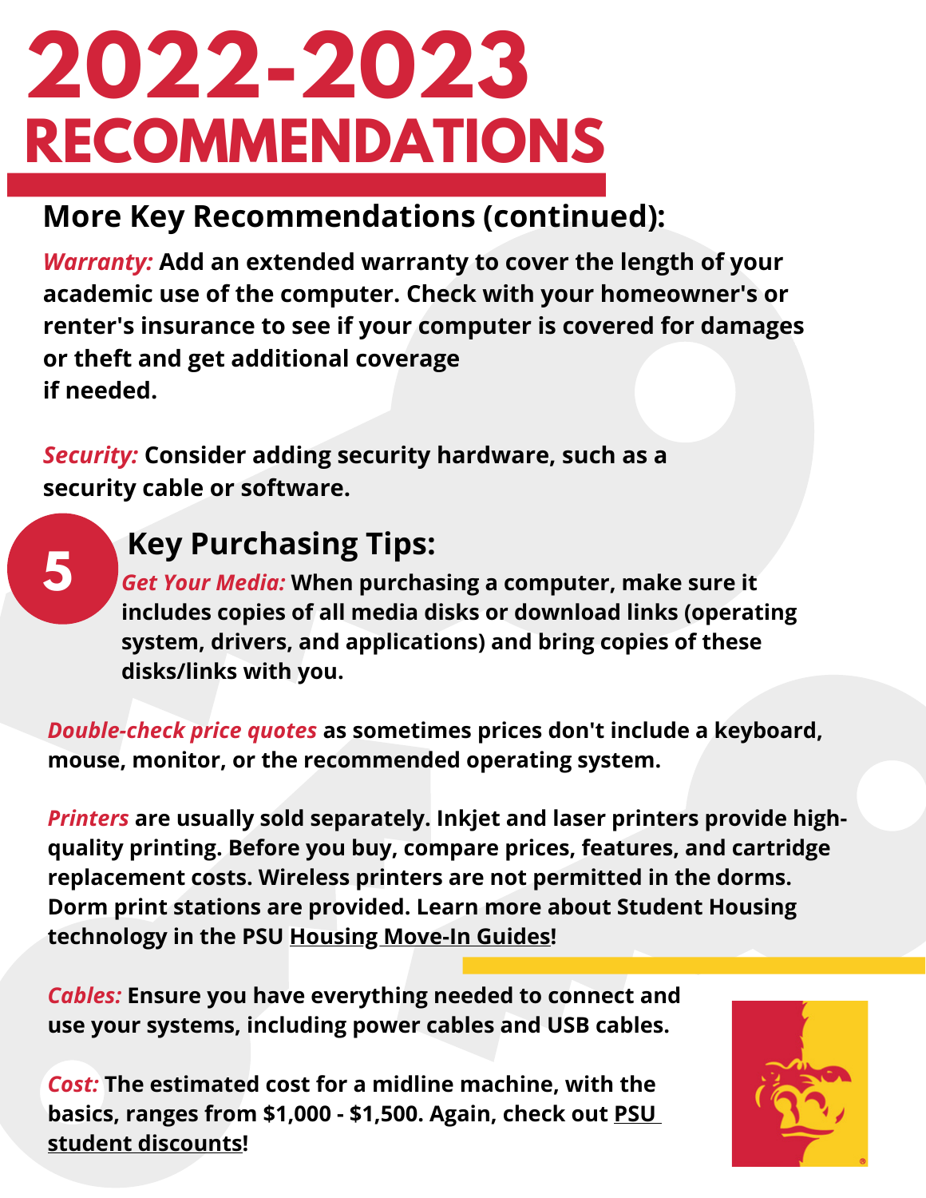# 2022-2023 RECOMMENDATIONS

## More Key Recommendations (continued):

***Warranty:*** **Add an extended warranty to cover the length of your academic use of the computer. Check with your homeowner's or renter's insurance to see if your computer is covered for damages or theft and get additional coverage if needed.**

***Security:*** **Consider adding security hardware, such as a security cable or software.**

## 5 Key Purchasing Tips:

***Get Your Media:*** **When purchasing a computer, make sure it includes copies of all media disks or download links (operating system, drivers, and applications) and bring copies of these disks/links with you.**

***Double-check price quotes*** **as sometimes prices don't include a keyboard, mouse, monitor, or the recommended operating system.**

***Printers*** **are usually sold separately. Inkjet and laser printers provide high-quality printing. Before you buy, compare prices, features, and cartridge replacement costs. Wireless printers are not permitted in the dorms. Dorm print stations are provided. Learn more about Student Housing technology in the PSU Housing Move-In Guides!**

***Cables:*** **Ensure you have everything needed to connect and use your systems, including power cables and USB cables.**

***Cost:*** **The estimated cost for a midline machine, with the basics, ranges from $1,000 - $1,500. Again, check out PSU student discounts!**